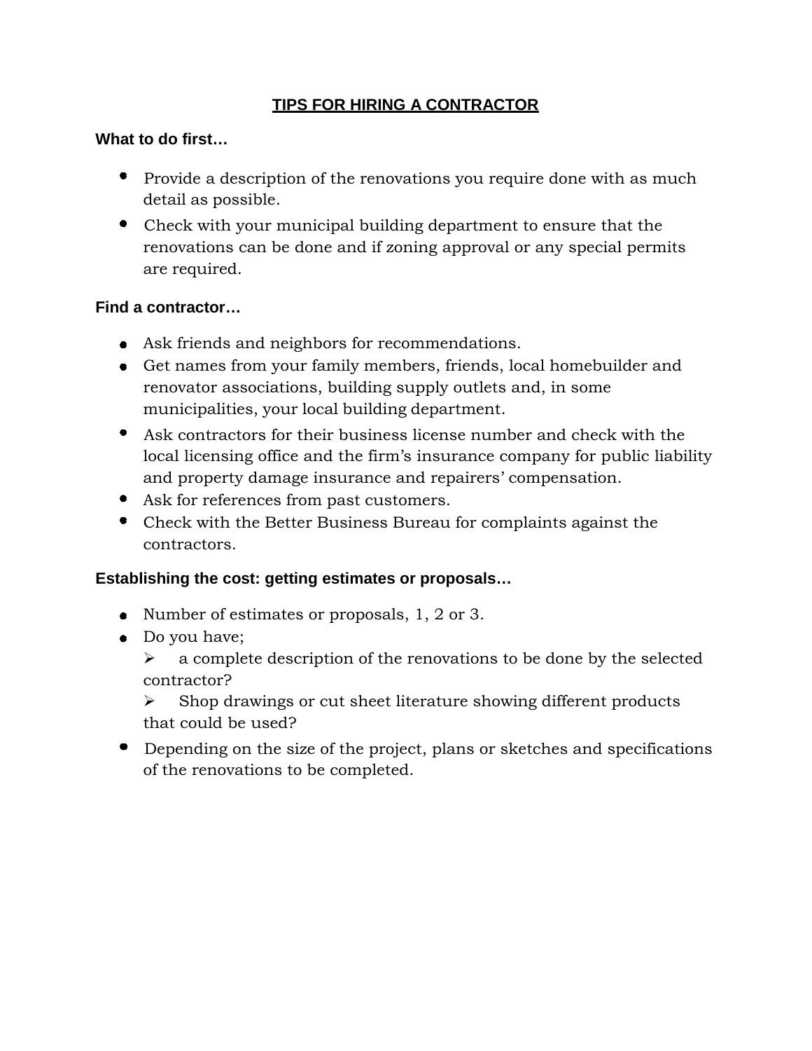# TIPS FOR HIRING A CONTRACTOR

**What to do first…**

- Provide a description of the renovations you require done with as much detail as possible.
- Check with your municipal building department to ensure that the renovations can be done and if zoning approval or any special permits are required.

**Find a contractor…**

- Ask friends and neighbors for recommendations.
- Get names from your family members, friends, local homebuilder and renovator associations, building supply outlets and, in some municipalities, your local building department.
- Ask contractors for their business license number and check with the local licensing office and the firm's insurance company for public liability and property damage insurance and repairers' compensation.
- Ask for references from past customers.
- Check with the Better Business Bureau for complaints against the contractors.

**Establishing the cost: getting estimates or proposals…**

- Number of estimates or proposals, 1, 2 or 3.
- Do you have;
  - a complete description of the renovations to be done by the selected contractor?
  - Shop drawings or cut sheet literature showing different products that could be used?
- Depending on the size of the project, plans or sketches and specifications of the renovations to be completed.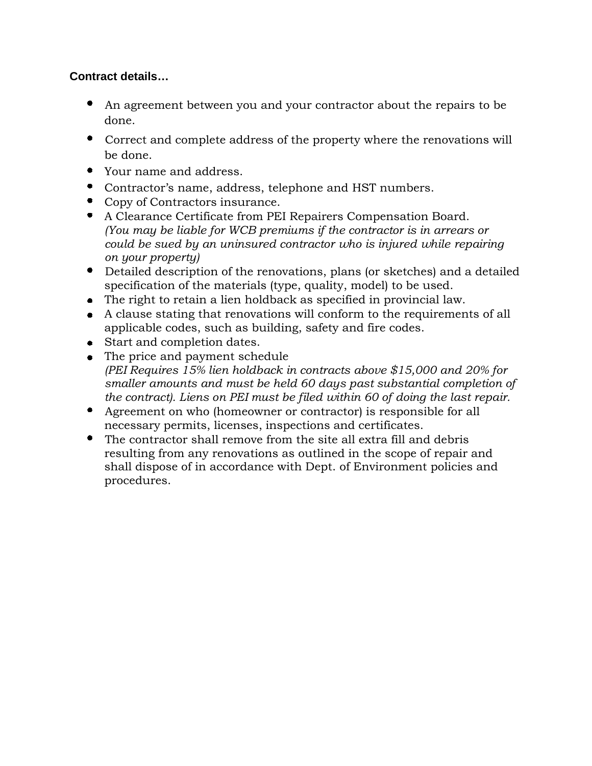**Contract details…**

- An agreement between you and your contractor about the repairs to be done.
- Correct and complete address of the property where the renovations will be done.
- Your name and address.
- Contractor's name, address, telephone and HST numbers.
- Copy of Contractors insurance.
- A Clearance Certificate from PEI Repairers Compensation Board. *(You may be liable for WCB premiums if the contractor is in arrears or could be sued by an uninsured contractor who is injured while repairing on your property)*
- Detailed description of the renovations, plans (or sketches) and a detailed specification of the materials (type, quality, model) to be used.
- The right to retain a lien holdback as specified in provincial law.
- A clause stating that renovations will conform to the requirements of all applicable codes, such as building, safety and fire codes.
- Start and completion dates.
- The price and payment schedule *(PEI Requires 15% lien holdback in contracts above $15,000 and 20% for smaller amounts and must be held 60 days past substantial completion of the contract). Liens on PEI must be filed within 60 of doing the last repair.*
- Agreement on who (homeowner or contractor) is responsible for all necessary permits, licenses, inspections and certificates.
- The contractor shall remove from the site all extra fill and debris resulting from any renovations as outlined in the scope of repair and shall dispose of in accordance with Dept. of Environment policies and procedures.